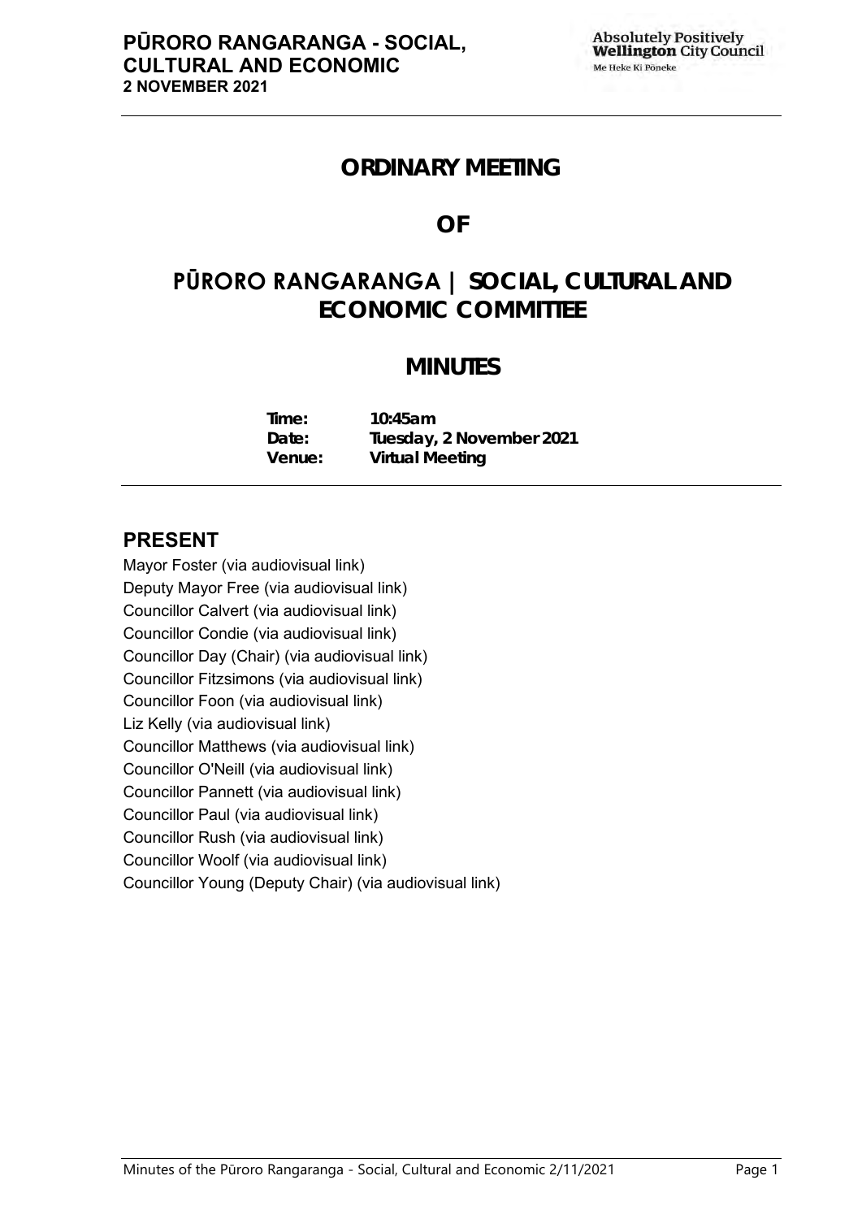# ORDINARY MEETING

# OF

# PŪRORO RANGARANGA | SOCIAL, CULTURAL AND ECONOMIC COMMITTEE

# MINUTES

**Time:** 10:45am
**Date:** Tuesday, 2 November 2021
**Venue:** Virtual Meeting

## PRESENT

Mayor Foster (via audiovisual link)
Deputy Mayor Free (via audiovisual link)
Councillor Calvert (via audiovisual link)
Councillor Condie (via audiovisual link)
Councillor Day (Chair) (via audiovisual link)
Councillor Fitzsimons (via audiovisual link)
Councillor Foon (via audiovisual link)
Liz Kelly (via audiovisual link)
Councillor Matthews (via audiovisual link)
Councillor O'Neill (via audiovisual link)
Councillor Pannett (via audiovisual link)
Councillor Paul (via audiovisual link)
Councillor Rush (via audiovisual link)
Councillor Woolf (via audiovisual link)
Councillor Young (Deputy Chair) (via audiovisual link)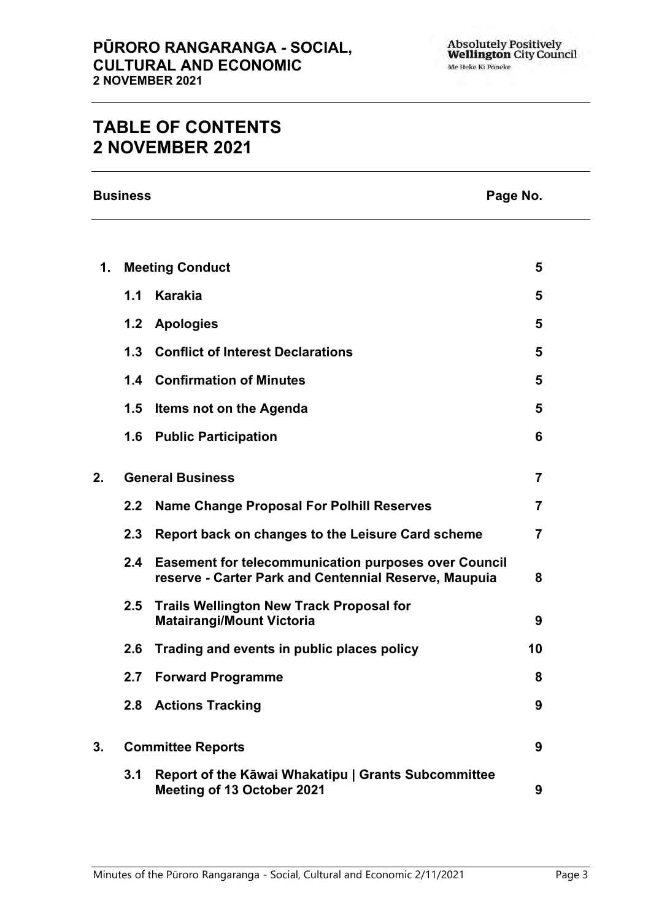# TABLE OF CONTENTS
# 2 NOVEMBER 2021

| Business | | Page No. |
|---|---|---|
| **1.** | **Meeting Conduct** | **5** |
| **1.1** | **Karakia** | **5** |
| **1.2** | **Apologies** | **5** |
| **1.3** | **Conflict of Interest Declarations** | **5** |
| **1.4** | **Confirmation of Minutes** | **5** |
| **1.5** | **Items not on the Agenda** | **5** |
| **1.6** | **Public Participation** | **6** |
| **2.** | **General Business** | **7** |
| **2.2** | **Name Change Proposal For Polhill Reserves** | **7** |
| **2.3** | **Report back on changes to the Leisure Card scheme** | **7** |
| **2.4** | **Easement for telecommunication purposes over Council reserve - Carter Park and Centennial Reserve, Maupuia** | **8** |
| **2.5** | **Trails Wellington New Track Proposal for Matairangi/Mount Victoria** | **9** |
| **2.6** | **Trading and events in public places policy** | **10** |
| **2.7** | **Forward Programme** | **8** |
| **2.8** | **Actions Tracking** | **9** |
| **3.** | **Committee Reports** | **9** |
| **3.1** | **Report of the Kāwai Whakatipu \| Grants Subcommittee Meeting of 13 October 2021** | **9** |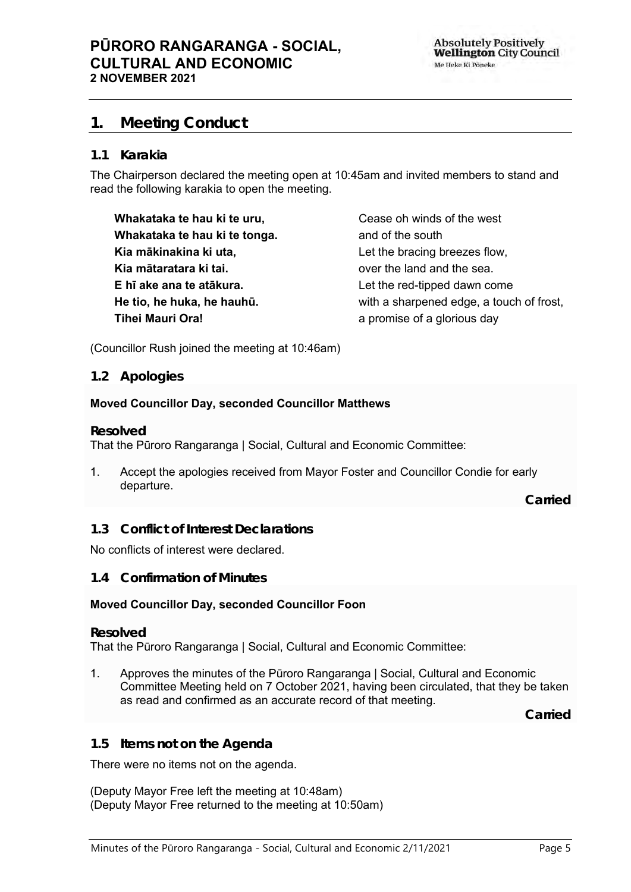# 1. Meeting Conduct

## 1.1 Karakia

The Chairperson declared the meeting open at 10:45am and invited members to stand and read the following karakia to open the meeting.

| | |
|---|---|
| **Whakataka te hau ki te uru,** | Cease oh winds of the west |
| **Whakataka te hau ki te tonga.** | and of the south |
| **Kia mākinakina ki uta,** | Let the bracing breezes flow, |
| **Kia mātaratara ki tai.** | over the land and the sea. |
| **E hī ake ana te atākura.** | Let the red-tipped dawn come |
| **He tio, he huka, he hauhū.** | with a sharpened edge, a touch of frost, |
| **Tihei Mauri Ora!** | a promise of a glorious day |

(Councillor Rush joined the meeting at 10:46am)

## 1.2 Apologies

**Moved Councillor Day, seconded Councillor Matthews**

**Resolved**

That the Pūroro Rangaranga | Social, Cultural and Economic Committee:

1. Accept the apologies received from Mayor Foster and Councillor Condie for early departure.

**Carried**

## 1.3 Conflict of Interest Declarations

No conflicts of interest were declared.

## 1.4 Confirmation of Minutes

**Moved Councillor Day, seconded Councillor Foon**

**Resolved**

That the Pūroro Rangaranga | Social, Cultural and Economic Committee:

1. Approves the minutes of the Pūroro Rangaranga | Social, Cultural and Economic Committee Meeting held on 7 October 2021, having been circulated, that they be taken as read and confirmed as an accurate record of that meeting.

**Carried**

## 1.5 Items not on the Agenda

There were no items not on the agenda.

(Deputy Mayor Free left the meeting at 10:48am)
(Deputy Mayor Free returned to the meeting at 10:50am)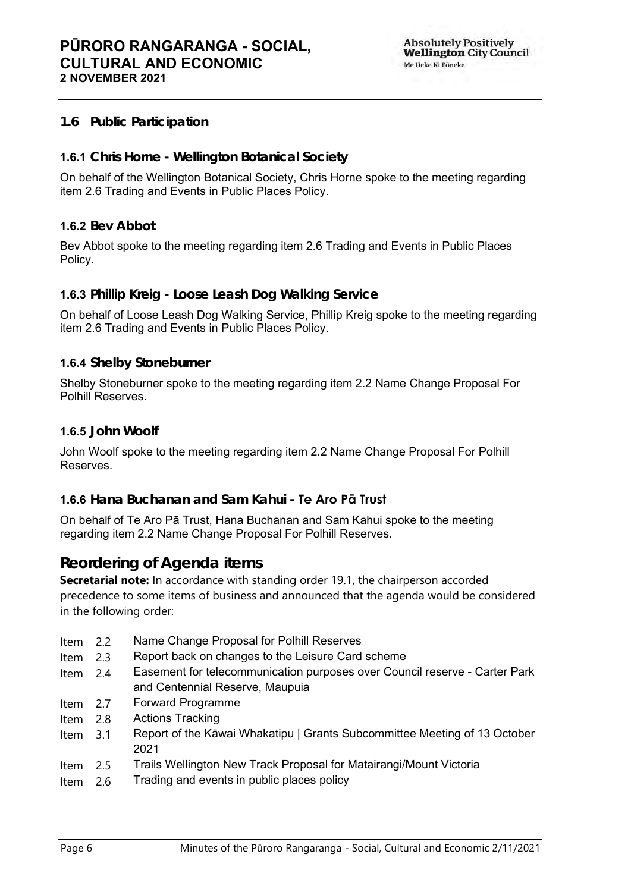## 1.6 Public Participation

### 1.6.1 Chris Horne - Wellington Botanical Society

On behalf of the Wellington Botanical Society, Chris Horne spoke to the meeting regarding item 2.6 Trading and Events in Public Places Policy.

### 1.6.2 Bev Abbot

Bev Abbot spoke to the meeting regarding item 2.6 Trading and Events in Public Places Policy.

### 1.6.3 Phillip Kreig - Loose Leash Dog Walking Service

On behalf of Loose Leash Dog Walking Service, Phillip Kreig spoke to the meeting regarding item 2.6 Trading and Events in Public Places Policy.

### 1.6.4 Shelby Stoneburner

Shelby Stoneburner spoke to the meeting regarding item 2.2 Name Change Proposal For Polhill Reserves.

### 1.6.5 John Woolf

John Woolf spoke to the meeting regarding item 2.2 Name Change Proposal For Polhill Reserves.

### 1.6.6 Hana Buchanan and Sam Kahui - Te Aro Pā Trust

On behalf of Te Aro Pā Trust, Hana Buchanan and Sam Kahui spoke to the meeting regarding item 2.2 Name Change Proposal For Polhill Reserves.

## Reordering of Agenda items

**Secretarial note:** In accordance with standing order 19.1, the chairperson accorded precedence to some items of business and announced that the agenda would be considered in the following order:

- Item 2.2 Name Change Proposal for Polhill Reserves
- Item 2.3 Report back on changes to the Leisure Card scheme
- Item 2.4 Easement for telecommunication purposes over Council reserve - Carter Park and Centennial Reserve, Maupuia
- Item 2.7 Forward Programme
- Item 2.8 Actions Tracking
- Item 3.1 Report of the Kāwai Whakatipu | Grants Subcommittee Meeting of 13 October 2021
- Item 2.5 Trails Wellington New Track Proposal for Matairangi/Mount Victoria
- Item 2.6 Trading and events in public places policy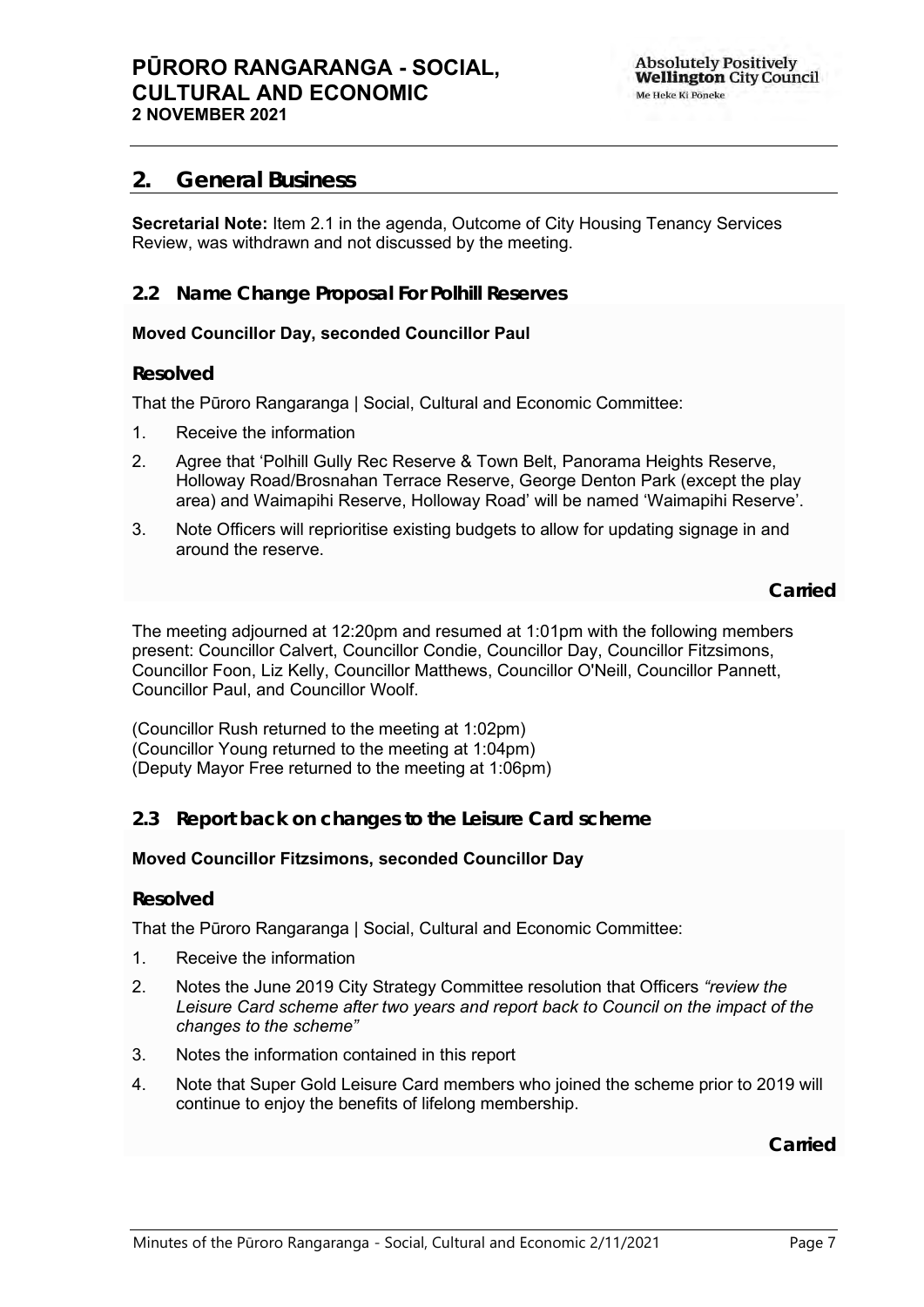## 2. General Business

**Secretarial Note:** Item 2.1 in the agenda, Outcome of City Housing Tenancy Services Review, was withdrawn and not discussed by the meeting.

### 2.2 Name Change Proposal For Polhill Reserves

**Moved Councillor Day, seconded Councillor Paul**

**Resolved**

That the Pūroro Rangaranga | Social, Cultural and Economic Committee:

1. Receive the information
2. Agree that 'Polhill Gully Rec Reserve & Town Belt, Panorama Heights Reserve, Holloway Road/Brosnahan Terrace Reserve, George Denton Park (except the play area) and Waimapihi Reserve, Holloway Road' will be named 'Waimapihi Reserve'.
3. Note Officers will reprioritise existing budgets to allow for updating signage in and around the reserve.

**Carried**

The meeting adjourned at 12:20pm and resumed at 1:01pm with the following members present: Councillor Calvert, Councillor Condie, Councillor Day, Councillor Fitzsimons, Councillor Foon, Liz Kelly, Councillor Matthews, Councillor O'Neill, Councillor Pannett, Councillor Paul, and Councillor Woolf.

(Councillor Rush returned to the meeting at 1:02pm)
(Councillor Young returned to the meeting at 1:04pm)
(Deputy Mayor Free returned to the meeting at 1:06pm)

### 2.3 Report back on changes to the Leisure Card scheme

**Moved Councillor Fitzsimons, seconded Councillor Day**

**Resolved**

That the Pūroro Rangaranga | Social, Cultural and Economic Committee:

1. Receive the information
2. Notes the June 2019 City Strategy Committee resolution that Officers *"review the Leisure Card scheme after two years and report back to Council on the impact of the changes to the scheme"*
3. Notes the information contained in this report
4. Note that Super Gold Leisure Card members who joined the scheme prior to 2019 will continue to enjoy the benefits of lifelong membership.

**Carried**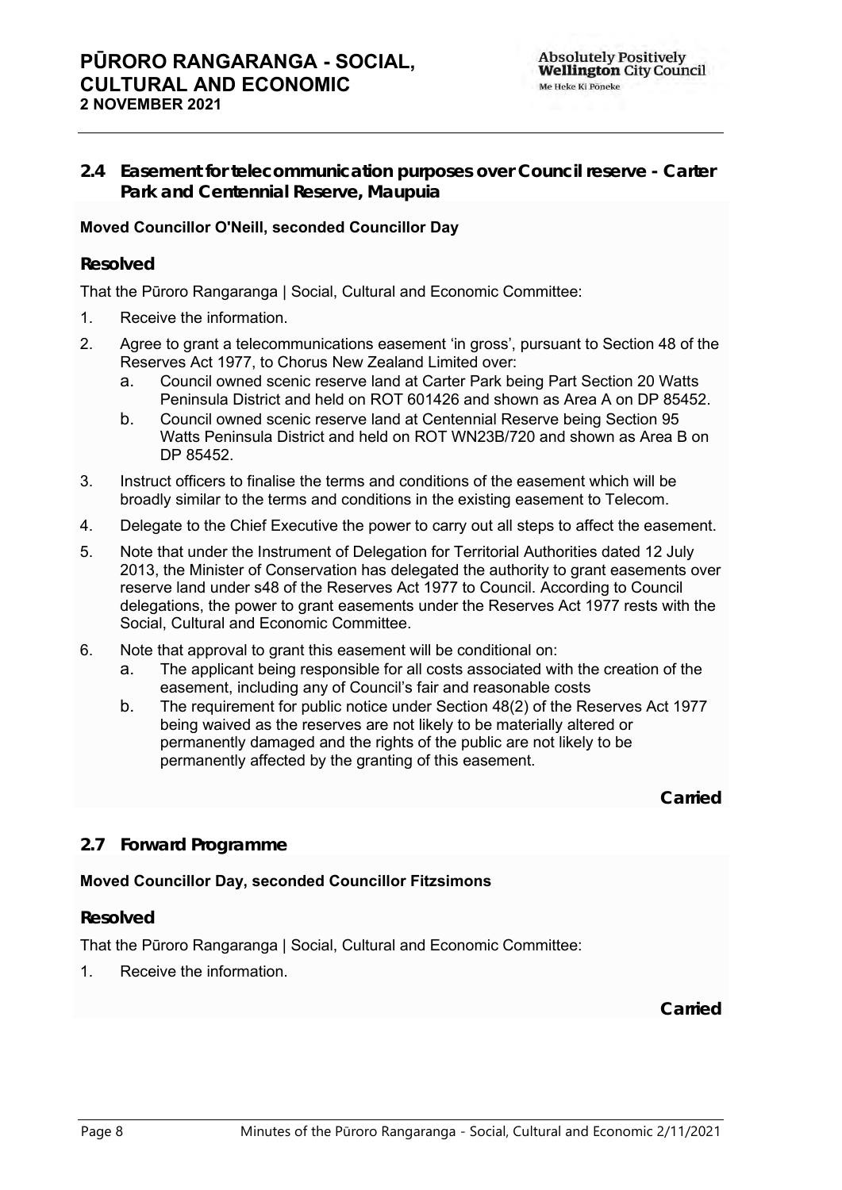## 2.4 Easement for telecommunication purposes over Council reserve - Carter Park and Centennial Reserve, Maupuia

**Moved Councillor O'Neill, seconded Councillor Day**

### Resolved

That the Pūroro Rangaranga | Social, Cultural and Economic Committee:

1. Receive the information.
2. Agree to grant a telecommunications easement 'in gross', pursuant to Section 48 of the Reserves Act 1977, to Chorus New Zealand Limited over:
   a. Council owned scenic reserve land at Carter Park being Part Section 20 Watts Peninsula District and held on ROT 601426 and shown as Area A on DP 85452.
   b. Council owned scenic reserve land at Centennial Reserve being Section 95 Watts Peninsula District and held on ROT WN23B/720 and shown as Area B on DP 85452.
3. Instruct officers to finalise the terms and conditions of the easement which will be broadly similar to the terms and conditions in the existing easement to Telecom.
4. Delegate to the Chief Executive the power to carry out all steps to affect the easement.
5. Note that under the Instrument of Delegation for Territorial Authorities dated 12 July 2013, the Minister of Conservation has delegated the authority to grant easements over reserve land under s48 of the Reserves Act 1977 to Council. According to Council delegations, the power to grant easements under the Reserves Act 1977 rests with the Social, Cultural and Economic Committee.
6. Note that approval to grant this easement will be conditional on:
   a. The applicant being responsible for all costs associated with the creation of the easement, including any of Council's fair and reasonable costs
   b. The requirement for public notice under Section 48(2) of the Reserves Act 1977 being waived as the reserves are not likely to be materially altered or permanently damaged and the rights of the public are not likely to be permanently affected by the granting of this easement.

**Carried**

## 2.7 Forward Programme

**Moved Councillor Day, seconded Councillor Fitzsimons**

### Resolved

That the Pūroro Rangaranga | Social, Cultural and Economic Committee:

1. Receive the information.

**Carried**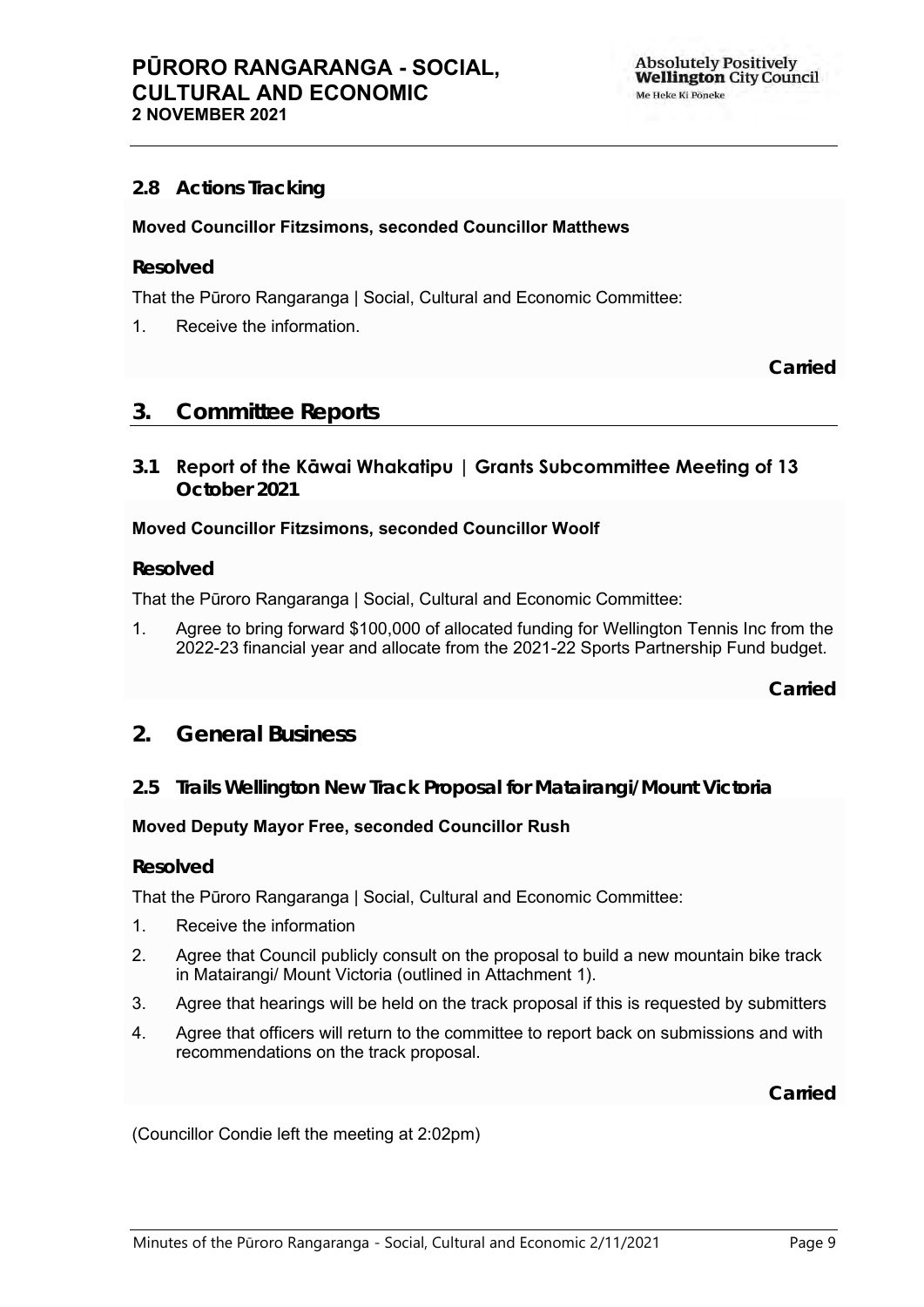### 2.8 Actions Tracking

**Moved Councillor Fitzsimons, seconded Councillor Matthews**

**Resolved**

That the Pūroro Rangaranga | Social, Cultural and Economic Committee:

1. Receive the information.

**Carried**

## 3. Committee Reports

### 3.1 Report of the Kāwai Whakatipu | Grants Subcommittee Meeting of 13 October 2021

**Moved Councillor Fitzsimons, seconded Councillor Woolf**

**Resolved**

That the Pūroro Rangaranga | Social, Cultural and Economic Committee:

1. Agree to bring forward $100,000 of allocated funding for Wellington Tennis Inc from the 2022-23 financial year and allocate from the 2021-22 Sports Partnership Fund budget.

**Carried**

## 2. General Business

### 2.5 Trails Wellington New Track Proposal for Matairangi/Mount Victoria

**Moved Deputy Mayor Free, seconded Councillor Rush**

**Resolved**

That the Pūroro Rangaranga | Social, Cultural and Economic Committee:

1. Receive the information
2. Agree that Council publicly consult on the proposal to build a new mountain bike track in Matairangi/ Mount Victoria (outlined in Attachment 1).
3. Agree that hearings will be held on the track proposal if this is requested by submitters
4. Agree that officers will return to the committee to report back on submissions and with recommendations on the track proposal.

**Carried**

(Councillor Condie left the meeting at 2:02pm)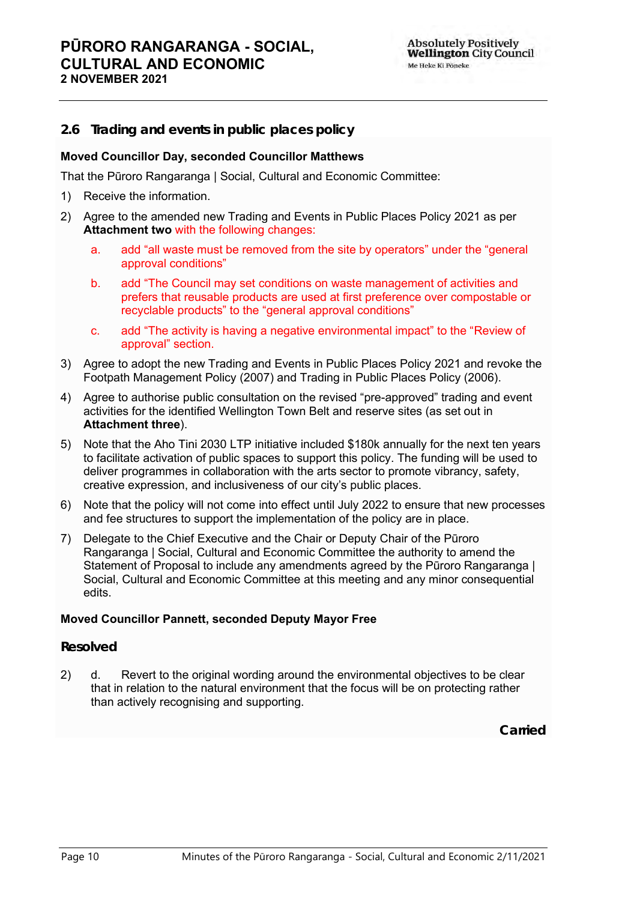## 2.6 Trading and events in public places policy

**Moved Councillor Day, seconded Councillor Matthews**

That the Pūroro Rangaranga | Social, Cultural and Economic Committee:

1) Receive the information.

2) Agree to the amended new Trading and Events in Public Places Policy 2021 as per **Attachment two** with the following changes:

   a. add "all waste must be removed from the site by operators" under the "general approval conditions"

   b. add "The Council may set conditions on waste management of activities and prefers that reusable products are used at first preference over compostable or recyclable products" to the "general approval conditions"

   c. add "The activity is having a negative environmental impact" to the "Review of approval" section.

3) Agree to adopt the new Trading and Events in Public Places Policy 2021 and revoke the Footpath Management Policy (2007) and Trading in Public Places Policy (2006).

4) Agree to authorise public consultation on the revised "pre-approved" trading and event activities for the identified Wellington Town Belt and reserve sites (as set out in **Attachment three**).

5) Note that the Aho Tini 2030 LTP initiative included $180k annually for the next ten years to facilitate activation of public spaces to support this policy. The funding will be used to deliver programmes in collaboration with the arts sector to promote vibrancy, safety, creative expression, and inclusiveness of our city's public places.

6) Note that the policy will not come into effect until July 2022 to ensure that new processes and fee structures to support the implementation of the policy are in place.

7) Delegate to the Chief Executive and the Chair or Deputy Chair of the Pūroro Rangaranga | Social, Cultural and Economic Committee the authority to amend the Statement of Proposal to include any amendments agreed by the Pūroro Rangaranga | Social, Cultural and Economic Committee at this meeting and any minor consequential edits.

**Moved Councillor Pannett, seconded Deputy Mayor Free**

### Resolved

2) d. Revert to the original wording around the environmental objectives to be clear that in relation to the natural environment that the focus will be on protecting rather than actively recognising and supporting.

**Carried**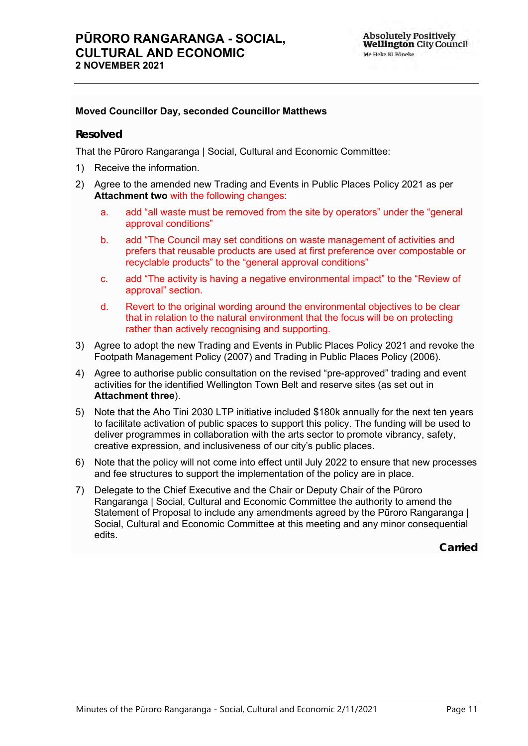**Moved Councillor Day, seconded Councillor Matthews**

**Resolved**

That the Pūroro Rangaranga | Social, Cultural and Economic Committee:

1) Receive the information.
2) Agree to the amended new Trading and Events in Public Places Policy 2021 as per **Attachment two** with the following changes:
   a. add “all waste must be removed from the site by operators” under the “general approval conditions”
   b. add “The Council may set conditions on waste management of activities and prefers that reusable products are used at first preference over compostable or recyclable products” to the “general approval conditions”
   c. add “The activity is having a negative environmental impact” to the “Review of approval” section.
   d. Revert to the original wording around the environmental objectives to be clear that in relation to the natural environment that the focus will be on protecting rather than actively recognising and supporting.
3) Agree to adopt the new Trading and Events in Public Places Policy 2021 and revoke the Footpath Management Policy (2007) and Trading in Public Places Policy (2006).
4) Agree to authorise public consultation on the revised “pre-approved” trading and event activities for the identified Wellington Town Belt and reserve sites (as set out in **Attachment three**).
5) Note that the Aho Tini 2030 LTP initiative included $180k annually for the next ten years to facilitate activation of public spaces to support this policy. The funding will be used to deliver programmes in collaboration with the arts sector to promote vibrancy, safety, creative expression, and inclusiveness of our city’s public places.
6) Note that the policy will not come into effect until July 2022 to ensure that new processes and fee structures to support the implementation of the policy are in place.
7) Delegate to the Chief Executive and the Chair or Deputy Chair of the Pūroro Rangaranga | Social, Cultural and Economic Committee the authority to amend the Statement of Proposal to include any amendments agreed by the Pūroro Rangaranga | Social, Cultural and Economic Committee at this meeting and any minor consequential edits.

**Carried**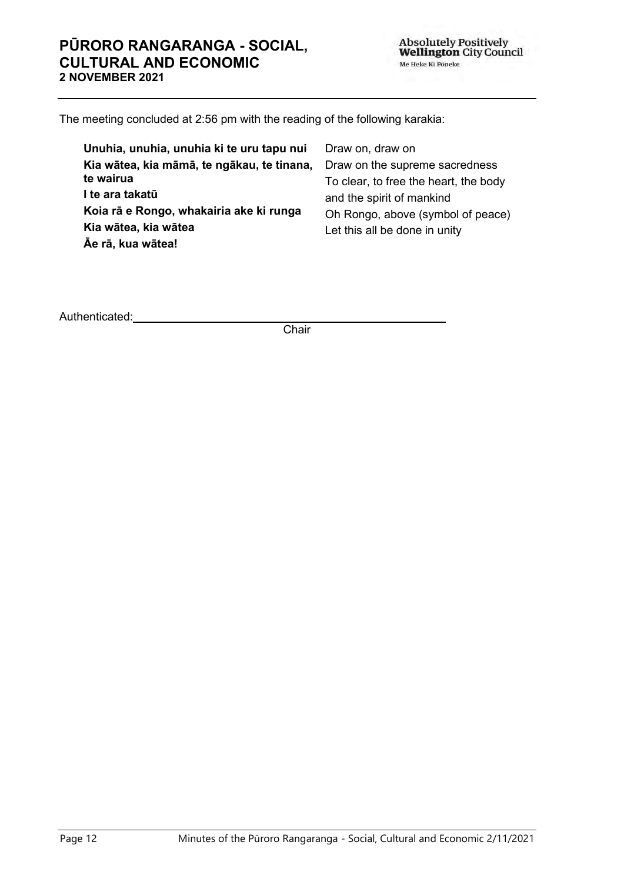The meeting concluded at 2:56 pm with the reading of the following karakia:

| | |
|---|---|
| **Unuhia, unuhia, unuhia ki te uru tapu nui** | Draw on, draw on |
| **Kia wātea, kia māmā, te ngākau, te tinana, te wairua** | Draw on the supreme sacredness |
| **I te ara takatū** | To clear, to free the heart, the body |
| **Koia rā e Rongo, whakairia ake ki runga** | and the spirit of mankind |
| **Kia wātea, kia wātea** | Oh Rongo, above (symbol of peace) |
| **Āe rā, kua wātea!** | Let this all be done in unity |

Authenticated: ______________________________

Chair